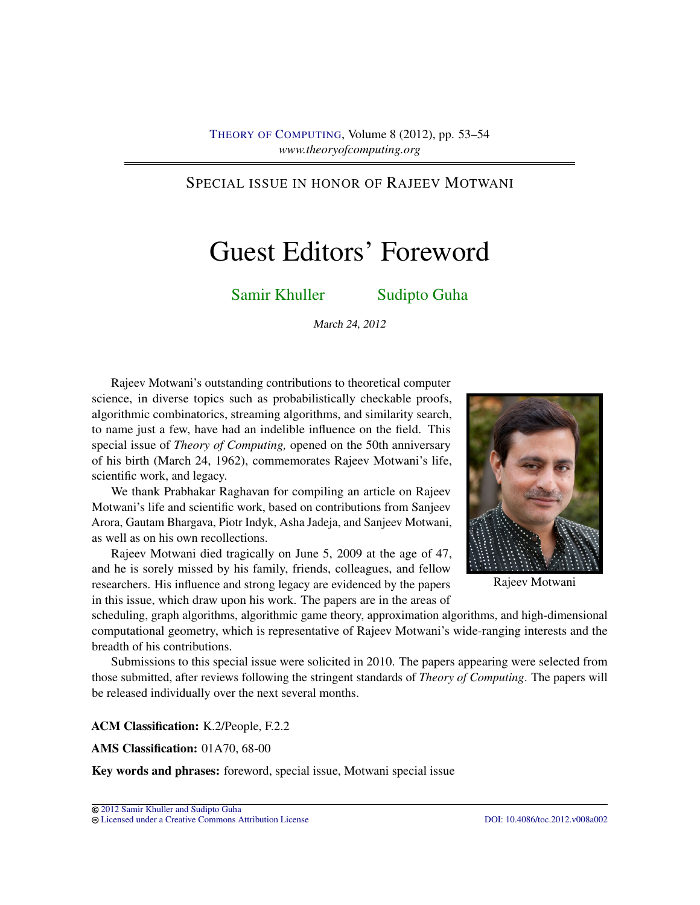SPECIAL ISSUE IN HONOR OF RAJEEV MOTWANI

# Guest Editors' Foreword

Samir Khuller Sudipto Guha

*March 24, 2012*

Rajeev Motwani's outstanding contributions to theoretical computer science, in diverse topics such as probabilistically checkable proofs, algorithmic combinatorics, streaming algorithms, and similarity search, to name just a few, have had an indelible influence on the field. This special issue of *Theory of Computing,* opened on the 50th anniversary of his birth (March 24, 1962), commemorates Rajeev Motwani's life, scientific work, and legacy.

We thank Prabhakar Raghavan for compiling an article on Rajeev Motwani's life and scientific work, based on contributions from Sanjeev Arora, Gautam Bhargava, Piotr Indyk, Asha Jadeja, and Sanjeev Motwani, as well as on his own recollections.

Rajeev Motwani died tragically on June 5, 2009 at the age of 47, and he is sorely missed by his family, friends, colleagues, and fellow researchers. His influence and strong legacy are evidenced by the papers in this issue, which draw upon his work. The papers are in the areas of scheduling, graph algorithms, algorithmic game theory, approximation algorithms, and high-dimensional computational geometry, which is representative of Rajeev Motwani's wide-ranging interests and the breadth of his contributions.

Rajeev Motwani

Submissions to this special issue were solicited in 2010. The papers appearing were selected from those submitted, after reviews following the stringent standards of *Theory of Computing*. The papers will be released individually over the next several months.

**ACM Classification:** K.2/People, F.2.2

**AMS Classification:** 01A70, 68-00

**Key words and phrases:** foreword, special issue, Motwani special issue

© 2012 Samir Khuller and Sudipto Guha
Licensed under a Creative Commons Attribution License DOI: 10.4086/toc.2012.v008a002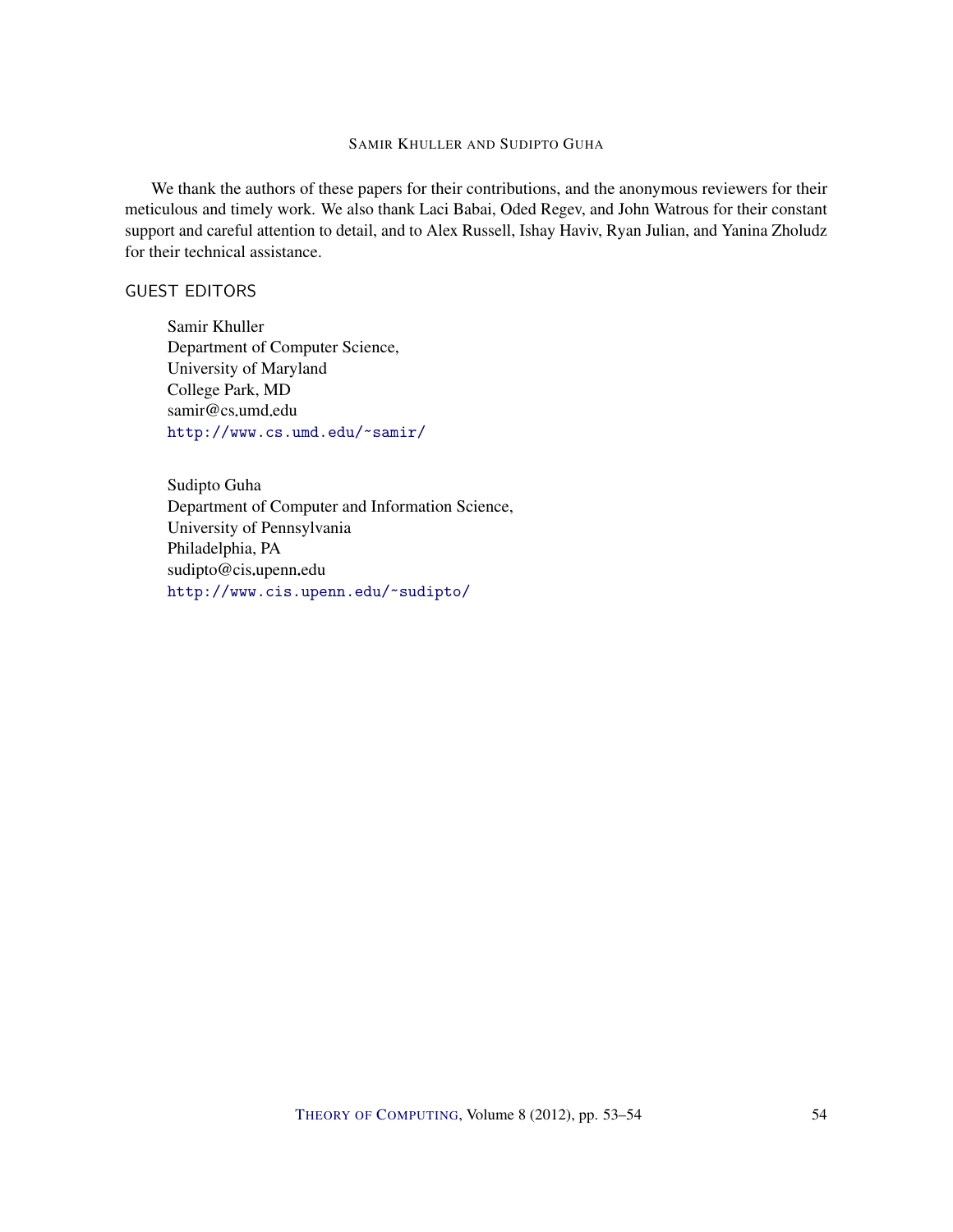We thank the authors of these papers for their contributions, and the anonymous reviewers for their meticulous and timely work. We also thank Laci Babai, Oded Regev, and John Watrous for their constant support and careful attention to detail, and to Alex Russell, Ishay Haviv, Ryan Julian, and Yanina Zholudz for their technical assistance.

## GUEST EDITORS

Samir Khuller
Department of Computer Science,
University of Maryland
College Park, MD
samir@cs.umd.edu
http://www.cs.umd.edu/~samir/

Sudipto Guha
Department of Computer and Information Science,
University of Pennsylvania
Philadelphia, PA
sudipto@cis.upenn.edu
http://www.cis.upenn.edu/~sudipto/